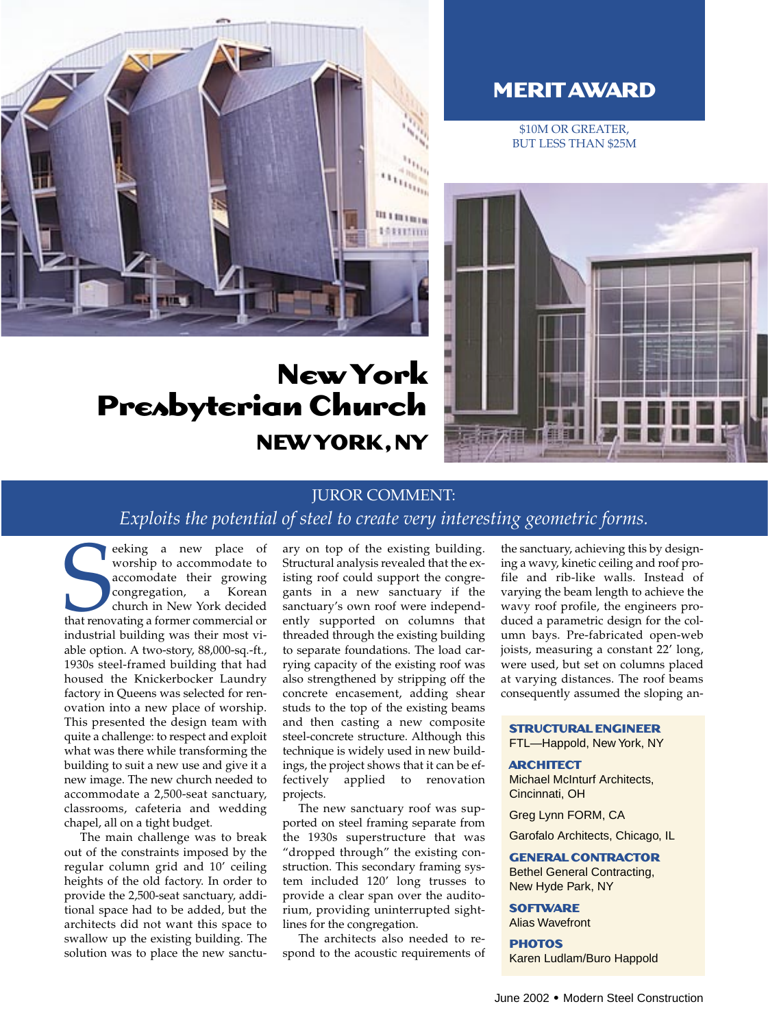## MERIT AWARD

$10M OR GREATER, BUT LESS THAN $25M

# New York Presbyterian Church

## NEW YORK, NY

JUROR COMMENT:

*Exploits the potential of steel to create very interesting geometric forms.*

Seeking a new place of worship to accomodate their growing congregation, a Korean church in New York decided that renovating a former commercial or industrial building was their most viable option. A two-story, 88,000-sq.-ft., 1930s steel-framed building that had housed the Knickerbocker Laundry factory in Queens was selected for renovation into a new place of worship. This presented the design team with quite a challenge: to respect and exploit what was there while transforming the building to suit a new use and give it a new image. The new church needed to accommodate a 2,500-seat sanctuary, classrooms, cafeteria and wedding chapel, all on a tight budget.

The main challenge was to break out of the constraints imposed by the regular column grid and 10' ceiling heights of the old factory. In order to provide the 2,500-seat sanctuary, additional space had to be added, but the architects did not want this space to swallow up the existing building. The solution was to place the new sanctuary on top of the existing building. Structural analysis revealed that the existing roof could support the congregants in a new sanctuary if the sanctuary's own roof were independently supported on columns that threaded through the existing building to separate foundations. The load carrying capacity of the existing roof was also strengthened by stripping off the concrete encasement, adding shear studs to the top of the existing beams and then casting a new composite steel-concrete structure. Although this technique is widely used in new buildings, the project shows that it can be effectively applied to renovation projects.

The new sanctuary roof was supported on steel framing separate from the 1930s superstructure that was "dropped through" the existing construction. This secondary framing system included 120' long trusses to provide a clear span over the auditorium, providing uninterrupted sightlines for the congregation.

The architects also needed to respond to the acoustic requirements of the sanctuary, achieving this by designing a wavy, kinetic ceiling and roof profile and rib-like walls. Instead of varying the beam length to achieve the wavy roof profile, the engineers produced a parametric design for the column bays. Pre-fabricated open-web joists, measuring a constant 22' long, were used, but set on columns placed at varying distances. The roof beams consequently assumed the sloping an-

**STRUCTURAL ENGINEER**
FTL—Happold, New York, NY

**ARCHITECT**
Michael McInturf Architects, Cincinnati, OH

Greg Lynn FORM, CA

Garofalo Architects, Chicago, IL

**GENERAL CONTRACTOR**
Bethel General Contracting, New Hyde Park, NY

**SOFTWARE**
Alias Wavefront

**PHOTOS**
Karen Ludlam/Buro Happold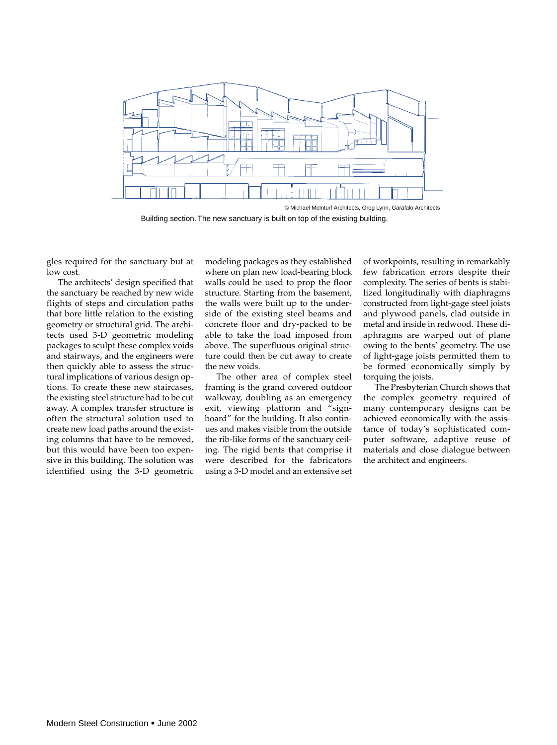© Michael McInturf Architects, Greg Lynn, Garafalo Architects

Building section. The new sanctuary is built on top of the existing building.

gles required for the sanctuary but at low cost.

The architects' design specified that the sanctuary be reached by new wide flights of steps and circulation paths that bore little relation to the existing geometry or structural grid. The architects used 3-D geometric modeling packages to sculpt these complex voids and stairways, and the engineers were then quickly able to assess the structural implications of various design options. To create these new staircases, the existing steel structure had to be cut away. A complex transfer structure is often the structural solution used to create new load paths around the existing columns that have to be removed, but this would have been too expensive in this building. The solution was identified using the 3-D geometric modeling packages as they established where on plan new load-bearing block walls could be used to prop the floor structure. Starting from the basement, the walls were built up to the underside of the existing steel beams and concrete floor and dry-packed to be able to take the load imposed from above. The superfluous original structure could then be cut away to create the new voids.

The other area of complex steel framing is the grand covered outdoor walkway, doubling as an emergency exit, viewing platform and "signboard" for the building. It also continues and makes visible from the outside the rib-like forms of the sanctuary ceiling. The rigid bents that comprise it were described for the fabricators using a 3-D model and an extensive set of workpoints, resulting in remarkably few fabrication errors despite their complexity. The series of bents is stabilized longitudinally with diaphragms constructed from light-gage steel joists and plywood panels, clad outside in metal and inside in redwood. These diaphragms are warped out of plane owing to the bents' geometry. The use of light-gage joists permitted them to be formed economically simply by torquing the joists.

The Presbyterian Church shows that the complex geometry required of many contemporary designs can be achieved economically with the assistance of today's sophisticated computer software, adaptive reuse of materials and close dialogue between the architect and engineers.